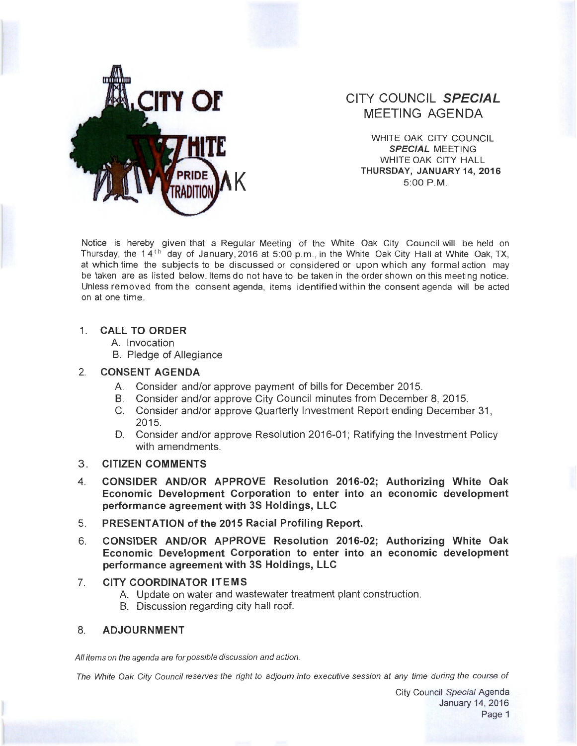# CITY COUNCIL ***SPECIAL*** MEETING AGENDA

WHITE OAK CITY COUNCIL
***SPECIAL*** MEETING
WHITE OAK CITY HALL
**THURSDAY, JANUARY 14, 2016**
5:00 P.M.

Notice is hereby given that a Regular Meeting of the White Oak City Council will be held on Thursday, the 14th day of January, 2016 at 5:00 p.m., in the White Oak City Hall at White Oak, TX, at which time the subjects to be discussed or considered or upon which any formal action may be taken are as listed below. Items do not have to be taken in the order shown on this meeting notice. Unless removed from the consent agenda, items identified within the consent agenda will be acted on at one time.

1. **CALL TO ORDER**
   A. Invocation
   B. Pledge of Allegiance

2. **CONSENT AGENDA**
   A. Consider and/or approve payment of bills for December 2015.
   B. Consider and/or approve City Council minutes from December 8, 2015.
   C. Consider and/or approve Quarterly Investment Report ending December 31, 2015.
   D. Consider and/or approve Resolution 2016-01; Ratifying the Investment Policy with amendments.

3. **CITIZEN COMMENTS**

4. **CONSIDER AND/OR APPROVE Resolution 2016-02; Authorizing White Oak Economic Development Corporation to enter into an economic development performance agreement with 3S Holdings, LLC**

5. **PRESENTATION of the 2015 Racial Profiling Report.**

6. **CONSIDER AND/OR APPROVE Resolution 2016-02; Authorizing White Oak Economic Development Corporation to enter into an economic development performance agreement with 3S Holdings, LLC**

7. **CITY COORDINATOR ITEMS**
   A. Update on water and wastewater treatment plant construction.
   B. Discussion regarding city hall roof.

8. **ADJOURNMENT**

*All items on the agenda are for possible discussion and action.*

*The White Oak City Council reserves the right to adjourn into executive session at any time during the course of*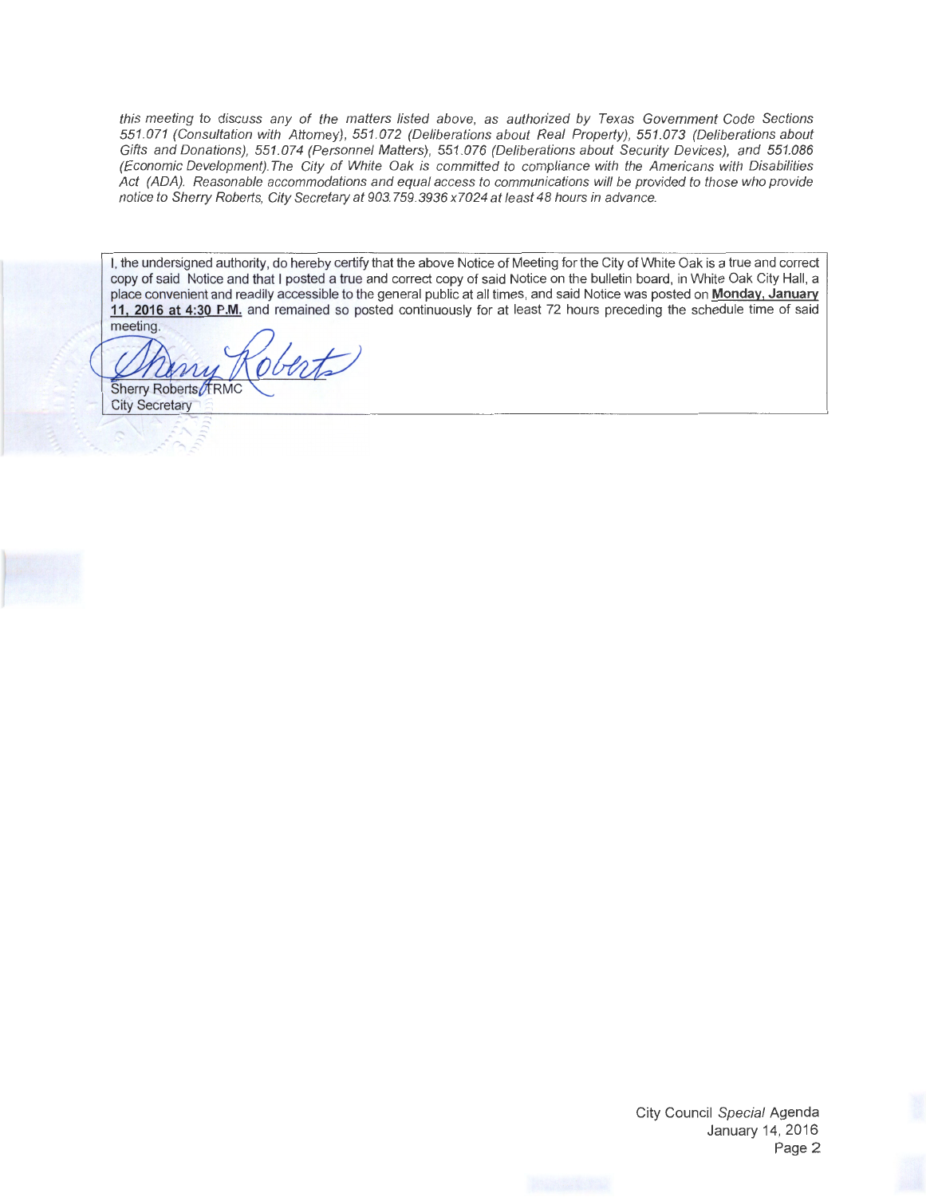*this meeting to discuss any of the matters listed above, as authorized by Texas Government Code Sections 551.071 (Consultation with Attorney), 551.072 (Deliberations about Real Property), 551.073 (Deliberations about Gifts and Donations), 551.074 (Personnel Matters), 551.076 (Deliberations about Security Devices), and 551.086 (Economic Development). The City of White Oak is committed to compliance with the Americans with Disabilities Act (ADA). Reasonable accommodations and equal access to communications will be provided to those who provide notice to Sherry Roberts, City Secretary at 903.759.3936 x7024 at least 48 hours in advance.*

I, the undersigned authority, do hereby certify that the above Notice of Meeting for the City of White Oak is a true and correct copy of said Notice and that I posted a true and correct copy of said Notice on the bulletin board, in White Oak City Hall, a place convenient and readily accessible to the general public at all times, and said Notice was posted on **Monday, January 11, 2016 at 4:30 P.M.** and remained so posted continuously for at least 72 hours preceding the schedule time of said meeting.

Sherry Roberts
Sherry Roberts, TRMC
City Secretary